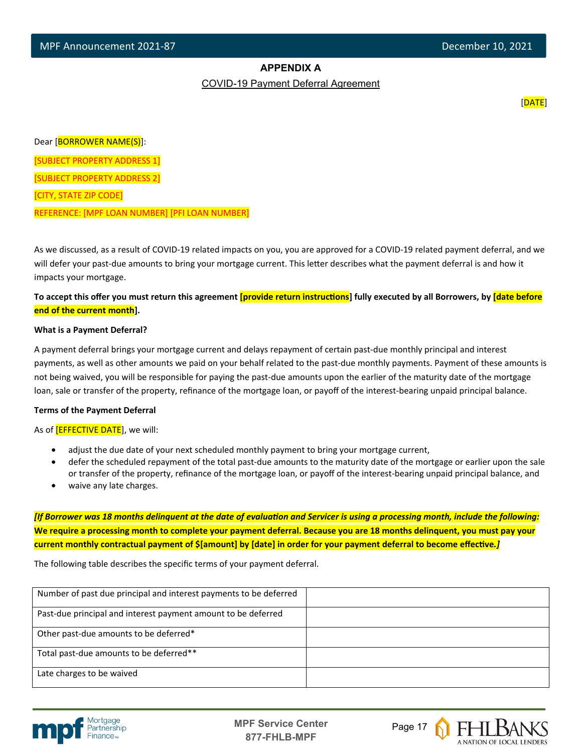## APPENDIX A

COVID-19 Payment Deferral Agreement

[DATE]

Dear [BORROWER NAME(S)]:

[SUBJECT PROPERTY ADDRESS 1]

[SUBJECT PROPERTY ADDRESS 2]

[CITY, STATE ZIP CODE]

REFERENCE: [MPF LOAN NUMBER] [PFI LOAN NUMBER]

As we discussed, as a result of COVID-19 related impacts on you, you are approved for a COVID-19 related payment deferral, and we will defer your past-due amounts to bring your mortgage current. This letter describes what the payment deferral is and how it impacts your mortgage.

**To accept this offer you must return this agreement [provide return instructions] fully executed by all Borrowers, by [date before end of the current month].**

**What is a Payment Deferral?**

A payment deferral brings your mortgage current and delays repayment of certain past-due monthly principal and interest payments, as well as other amounts we paid on your behalf related to the past-due monthly payments. Payment of these amounts is not being waived, you will be responsible for paying the past-due amounts upon the earlier of the maturity date of the mortgage loan, sale or transfer of the property, refinance of the mortgage loan, or payoff of the interest-bearing unpaid principal balance.

**Terms of the Payment Deferral**

As of [EFFECTIVE DATE], we will:

- adjust the due date of your next scheduled monthly payment to bring your mortgage current,
- defer the scheduled repayment of the total past-due amounts to the maturity date of the mortgage or earlier upon the sale or transfer of the property, refinance of the mortgage loan, or payoff of the interest-bearing unpaid principal balance, and
- waive any late charges.

***[If Borrower was 18 months delinquent at the date of evaluation and Servicer is using a processing month, include the following:*** **We require a processing month to complete your payment deferral. Because you are 18 months delinquent, you must pay your current monthly contractual payment of $[amount] by [date] in order for your payment deferral to become effective.*]***

The following table describes the specific terms of your payment deferral.

| | |
|---|---|
| Number of past due principal and interest payments to be deferred | |
| Past-due principal and interest payment amount to be deferred | |
| Other past-due amounts to be deferred* | |
| Total past-due amounts to be deferred** | |
| Late charges to be waived | |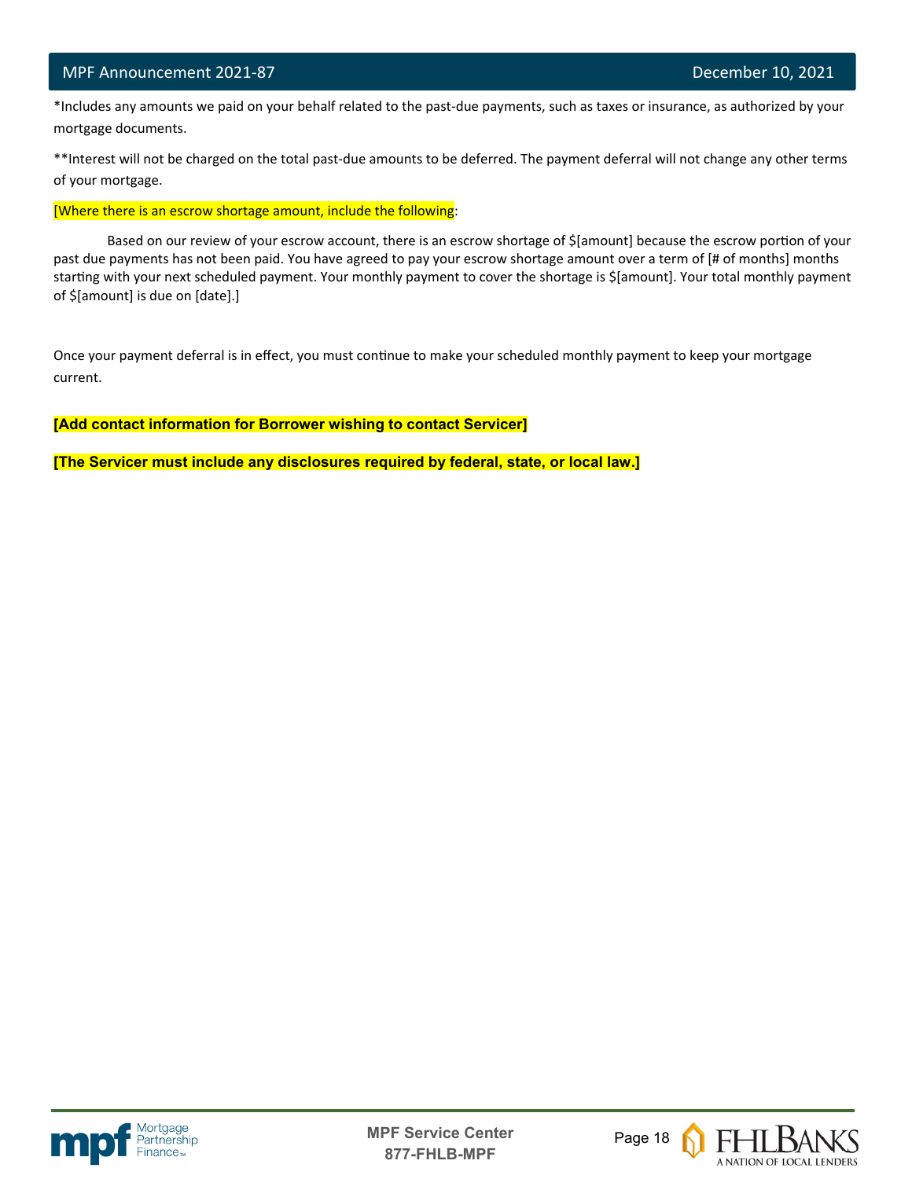*Includes any amounts we paid on your behalf related to the past-due payments, such as taxes or insurance, as authorized by your mortgage documents.

**Interest will not be charged on the total past-due amounts to be deferred. The payment deferral will not change any other terms of your mortgage.

[Where there is an escrow shortage amount, include the following:

Based on our review of your escrow account, there is an escrow shortage of $[amount] because the escrow portion of your past due payments has not been paid. You have agreed to pay your escrow shortage amount over a term of [# of months] months starting with your next scheduled payment. Your monthly payment to cover the shortage is $[amount]. Your total monthly payment of $[amount] is due on [date].]

Once your payment deferral is in effect, you must continue to make your scheduled monthly payment to keep your mortgage current.

**[Add contact information for Borrower wishing to contact Servicer]**

**[The Servicer must include any disclosures required by federal, state, or local law.]**